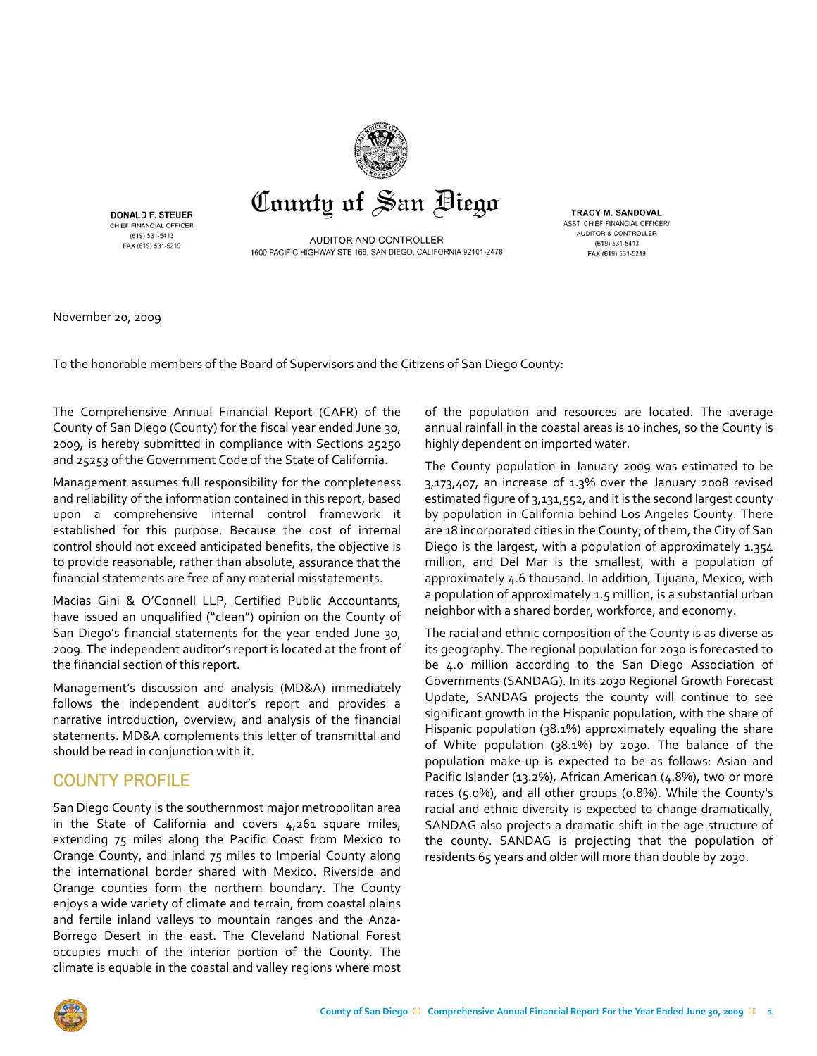**County of San Diego**

**DONALD F. STEUER**
CHIEF FINANCIAL OFFICER
(619) 531-5413
FAX (619) 531-5219

AUDITOR AND CONTROLLER
1600 PACIFIC HIGHWAY STE 166, SAN DIEGO, CALIFORNIA 92101-2478

**TRACY M. SANDOVAL**
ASST. CHIEF FINANCIAL OFFICER/
AUDITOR & CONTROLLER
(619) 531-5413
FAX (619) 531-5219

November 20, 2009

To the honorable members of the Board of Supervisors and the Citizens of San Diego County:

The Comprehensive Annual Financial Report (CAFR) of the County of San Diego (County) for the fiscal year ended June 30, 2009, is hereby submitted in compliance with Sections 25250 and 25253 of the Government Code of the State of California.

Management assumes full responsibility for the completeness and reliability of the information contained in this report, based upon a comprehensive internal control framework it established for this purpose. Because the cost of internal control should not exceed anticipated benefits, the objective is to provide reasonable, rather than absolute, assurance that the financial statements are free of any material misstatements.

Macias Gini & O'Connell LLP, Certified Public Accountants, have issued an unqualified ("clean") opinion on the County of San Diego's financial statements for the year ended June 30, 2009. The independent auditor's report is located at the front of the financial section of this report.

Management's discussion and analysis (MD&A) immediately follows the independent auditor's report and provides a narrative introduction, overview, and analysis of the financial statements. MD&A complements this letter of transmittal and should be read in conjunction with it.

## COUNTY PROFILE

San Diego County is the southernmost major metropolitan area in the State of California and covers 4,261 square miles, extending 75 miles along the Pacific Coast from Mexico to Orange County, and inland 75 miles to Imperial County along the international border shared with Mexico. Riverside and Orange counties form the northern boundary. The County enjoys a wide variety of climate and terrain, from coastal plains and fertile inland valleys to mountain ranges and the Anza-Borrego Desert in the east. The Cleveland National Forest occupies much of the interior portion of the County. The climate is equable in the coastal and valley regions where most of the population and resources are located. The average annual rainfall in the coastal areas is 10 inches, so the County is highly dependent on imported water.

The County population in January 2009 was estimated to be 3,173,407, an increase of 1.3% over the January 2008 revised estimated figure of 3,131,552, and it is the second largest county by population in California behind Los Angeles County. There are 18 incorporated cities in the County; of them, the City of San Diego is the largest, with a population of approximately 1.354 million, and Del Mar is the smallest, with a population of approximately 4.6 thousand. In addition, Tijuana, Mexico, with a population of approximately 1.5 million, is a substantial urban neighbor with a shared border, workforce, and economy.

The racial and ethnic composition of the County is as diverse as its geography. The regional population for 2030 is forecasted to be 4.0 million according to the San Diego Association of Governments (SANDAG). In its 2030 Regional Growth Forecast Update, SANDAG projects the county will continue to see significant growth in the Hispanic population, with the share of Hispanic population (38.1%) approximately equaling the share of White population (38.1%) by 2030. The balance of the population make-up is expected to be as follows: Asian and Pacific Islander (13.2%), African American (4.8%), two or more races (5.0%), and all other groups (0.8%). While the County's racial and ethnic diversity is expected to change dramatically, SANDAG also projects a dramatic shift in the age structure of the county. SANDAG is projecting that the population of residents 65 years and older will more than double by 2030.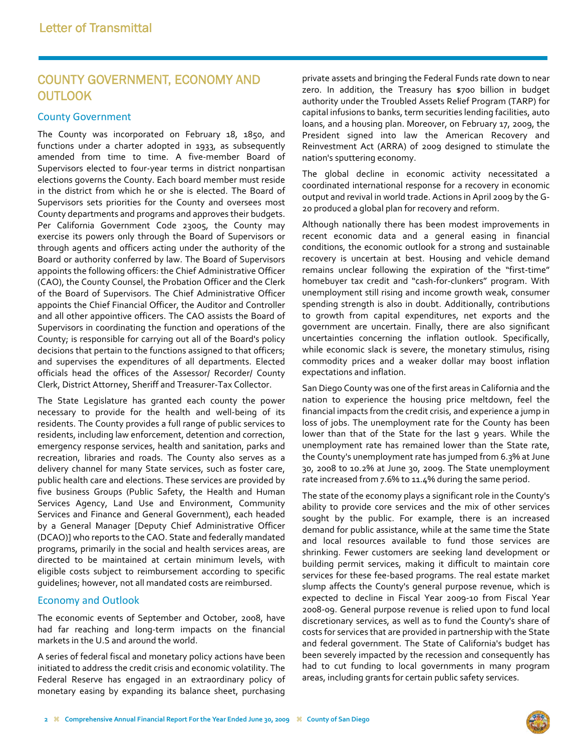# Letter of Transmittal

## COUNTY GOVERNMENT, ECONOMY AND OUTLOOK

### County Government

The County was incorporated on February 18, 1850, and functions under a charter adopted in 1933, as subsequently amended from time to time. A five-member Board of Supervisors elected to four-year terms in district nonpartisan elections governs the County. Each board member must reside in the district from which he or she is elected. The Board of Supervisors sets priorities for the County and oversees most County departments and programs and approves their budgets. Per California Government Code 23005, the County may exercise its powers only through the Board of Supervisors or through agents and officers acting under the authority of the Board or authority conferred by law. The Board of Supervisors appoints the following officers: the Chief Administrative Officer (CAO), the County Counsel, the Probation Officer and the Clerk of the Board of Supervisors. The Chief Administrative Officer appoints the Chief Financial Officer, the Auditor and Controller and all other appointive officers. The CAO assists the Board of Supervisors in coordinating the function and operations of the County; is responsible for carrying out all of the Board's policy decisions that pertain to the functions assigned to that officers; and supervises the expenditures of all departments. Elected officials head the offices of the Assessor/ Recorder/ County Clerk, District Attorney, Sheriff and Treasurer-Tax Collector.

The State Legislature has granted each county the power necessary to provide for the health and well-being of its residents. The County provides a full range of public services to residents, including law enforcement, detention and correction, emergency response services, health and sanitation, parks and recreation, libraries and roads. The County also serves as a delivery channel for many State services, such as foster care, public health care and elections. These services are provided by five business Groups (Public Safety, the Health and Human Services Agency, Land Use and Environment, Community Services and Finance and General Government), each headed by a General Manager [Deputy Chief Administrative Officer (DCAO)] who reports to the CAO. State and federally mandated programs, primarily in the social and health services areas, are directed to be maintained at certain minimum levels, with eligible costs subject to reimbursement according to specific guidelines; however, not all mandated costs are reimbursed.

### Economy and Outlook

The economic events of September and October, 2008, have had far reaching and long-term impacts on the financial markets in the U.S and around the world.

A series of federal fiscal and monetary policy actions have been initiated to address the credit crisis and economic volatility. The Federal Reserve has engaged in an extraordinary policy of monetary easing by expanding its balance sheet, purchasing private assets and bringing the Federal Funds rate down to near zero. In addition, the Treasury has $700 billion in budget authority under the Troubled Assets Relief Program (TARP) for capital infusions to banks, term securities lending facilities, auto loans, and a housing plan. Moreover, on February 17, 2009, the President signed into law the American Recovery and Reinvestment Act (ARRA) of 2009 designed to stimulate the nation's sputtering economy.

The global decline in economic activity necessitated a coordinated international response for a recovery in economic output and revival in world trade. Actions in April 2009 by the G-20 produced a global plan for recovery and reform.

Although nationally there has been modest improvements in recent economic data and a general easing in financial conditions, the economic outlook for a strong and sustainable recovery is uncertain at best. Housing and vehicle demand remains unclear following the expiration of the "first-time" homebuyer tax credit and "cash-for-clunkers" program. With unemployment still rising and income growth weak, consumer spending strength is also in doubt. Additionally, contributions to growth from capital expenditures, net exports and the government are uncertain. Finally, there are also significant uncertainties concerning the inflation outlook. Specifically, while economic slack is severe, the monetary stimulus, rising commodity prices and a weaker dollar may boost inflation expectations and inflation.

San Diego County was one of the first areas in California and the nation to experience the housing price meltdown, feel the financial impacts from the credit crisis, and experience a jump in loss of jobs. The unemployment rate for the County has been lower than that of the State for the last 9 years. While the unemployment rate has remained lower than the State rate, the County's unemployment rate has jumped from 6.3% at June 30, 2008 to 10.2% at June 30, 2009. The State unemployment rate increased from 7.6% to 11.4% during the same period.

The state of the economy plays a significant role in the County's ability to provide core services and the mix of other services sought by the public. For example, there is an increased demand for public assistance, while at the same time the State and local resources available to fund those services are shrinking. Fewer customers are seeking land development or building permit services, making it difficult to maintain core services for these fee-based programs. The real estate market slump affects the County's general purpose revenue, which is expected to decline in Fiscal Year 2009-10 from Fiscal Year 2008-09. General purpose revenue is relied upon to fund local discretionary services, as well as to fund the County's share of costs for services that are provided in partnership with the State and federal government. The State of California's budget has been severely impacted by the recession and consequently has had to cut funding to local governments in many program areas, including grants for certain public safety services.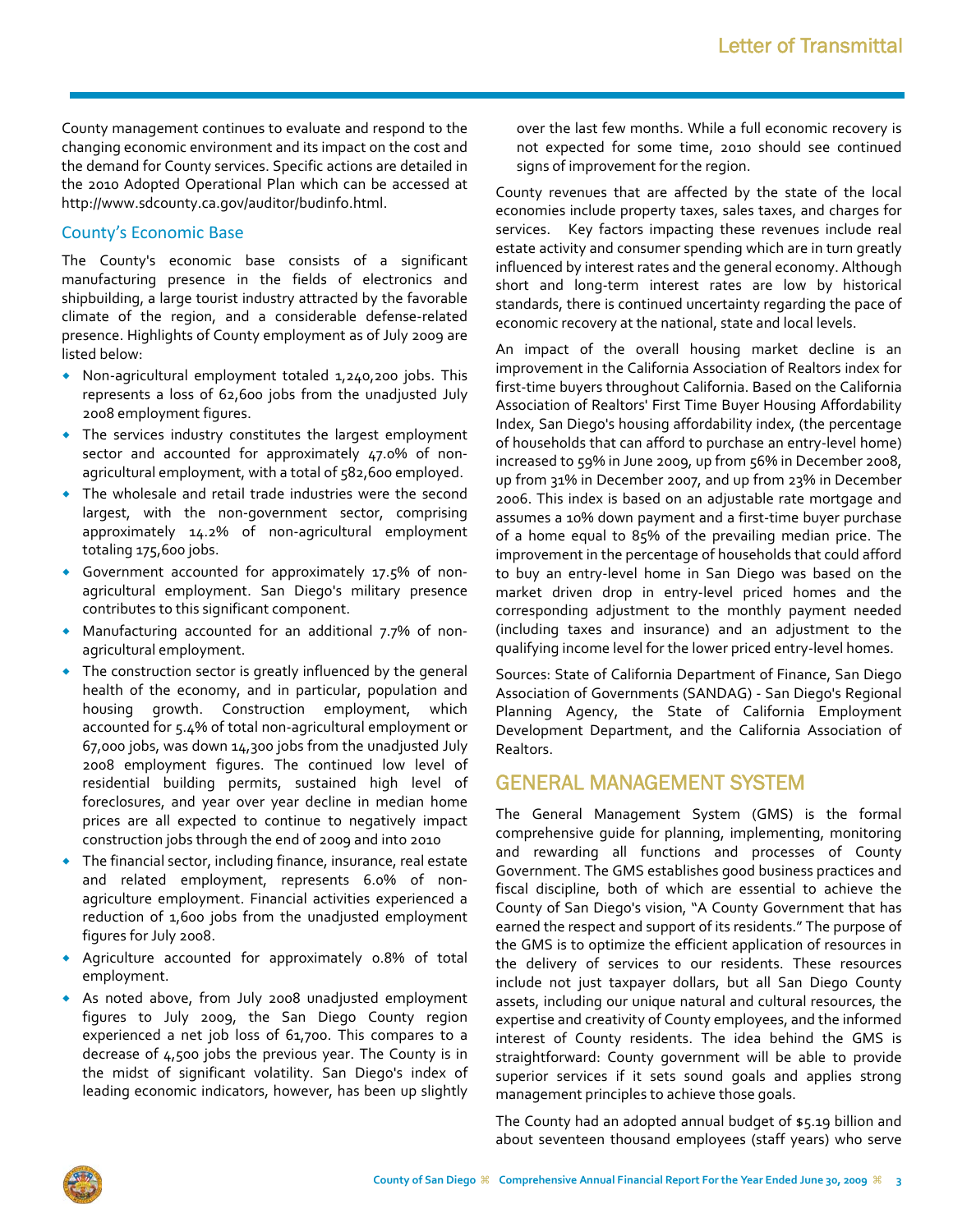County management continues to evaluate and respond to the changing economic environment and its impact on the cost and the demand for County services. Specific actions are detailed in the 2010 Adopted Operational Plan which can be accessed at http://www.sdcounty.ca.gov/auditor/budinfo.html.

### County's Economic Base

The County's economic base consists of a significant manufacturing presence in the fields of electronics and shipbuilding, a large tourist industry attracted by the favorable climate of the region, and a considerable defense-related presence. Highlights of County employment as of July 2009 are listed below:

- Non-agricultural employment totaled 1,240,200 jobs. This represents a loss of 62,600 jobs from the unadjusted July 2008 employment figures.
- The services industry constitutes the largest employment sector and accounted for approximately 47.0% of non-agricultural employment, with a total of 582,600 employed.
- The wholesale and retail trade industries were the second largest, with the non-government sector, comprising approximately 14.2% of non-agricultural employment totaling 175,600 jobs.
- Government accounted for approximately 17.5% of non-agricultural employment. San Diego's military presence contributes to this significant component.
- Manufacturing accounted for an additional 7.7% of non-agricultural employment.
- The construction sector is greatly influenced by the general health of the economy, and in particular, population and housing growth. Construction employment, which accounted for 5.4% of total non-agricultural employment or 67,000 jobs, was down 14,300 jobs from the unadjusted July 2008 employment figures. The continued low level of residential building permits, sustained high level of foreclosures, and year over year decline in median home prices are all expected to continue to negatively impact construction jobs through the end of 2009 and into 2010
- The financial sector, including finance, insurance, real estate and related employment, represents 6.0% of non-agriculture employment. Financial activities experienced a reduction of 1,600 jobs from the unadjusted employment figures for July 2008.
- Agriculture accounted for approximately 0.8% of total employment.
- As noted above, from July 2008 unadjusted employment figures to July 2009, the San Diego County region experienced a net job loss of 61,700. This compares to a decrease of 4,500 jobs the previous year. The County is in the midst of significant volatility. San Diego's index of leading economic indicators, however, has been up slightly over the last few months. While a full economic recovery is not expected for some time, 2010 should see continued signs of improvement for the region.

County revenues that are affected by the state of the local economies include property taxes, sales taxes, and charges for services. Key factors impacting these revenues include real estate activity and consumer spending which are in turn greatly influenced by interest rates and the general economy. Although short and long-term interest rates are low by historical standards, there is continued uncertainty regarding the pace of economic recovery at the national, state and local levels.

An impact of the overall housing market decline is an improvement in the California Association of Realtors index for first-time buyers throughout California. Based on the California Association of Realtors' First Time Buyer Housing Affordability Index, San Diego's housing affordability index, (the percentage of households that can afford to purchase an entry-level home) increased to 59% in June 2009, up from 56% in December 2008, up from 31% in December 2007, and up from 23% in December 2006. This index is based on an adjustable rate mortgage and assumes a 10% down payment and a first-time buyer purchase of a home equal to 85% of the prevailing median price. The improvement in the percentage of households that could afford to buy an entry-level home in San Diego was based on the market driven drop in entry-level priced homes and the corresponding adjustment to the monthly payment needed (including taxes and insurance) and an adjustment to the qualifying income level for the lower priced entry-level homes.

Sources: State of California Department of Finance, San Diego Association of Governments (SANDAG) - San Diego's Regional Planning Agency, the State of California Employment Development Department, and the California Association of Realtors.

## GENERAL MANAGEMENT SYSTEM

The General Management System (GMS) is the formal comprehensive guide for planning, implementing, monitoring and rewarding all functions and processes of County Government. The GMS establishes good business practices and fiscal discipline, both of which are essential to achieve the County of San Diego's vision, "A County Government that has earned the respect and support of its residents." The purpose of the GMS is to optimize the efficient application of resources in the delivery of services to our residents. These resources include not just taxpayer dollars, but all San Diego County assets, including our unique natural and cultural resources, the expertise and creativity of County employees, and the informed interest of County residents. The idea behind the GMS is straightforward: County government will be able to provide superior services if it sets sound goals and applies strong management principles to achieve those goals.

The County had an adopted annual budget of $5.19 billion and about seventeen thousand employees (staff years) who serve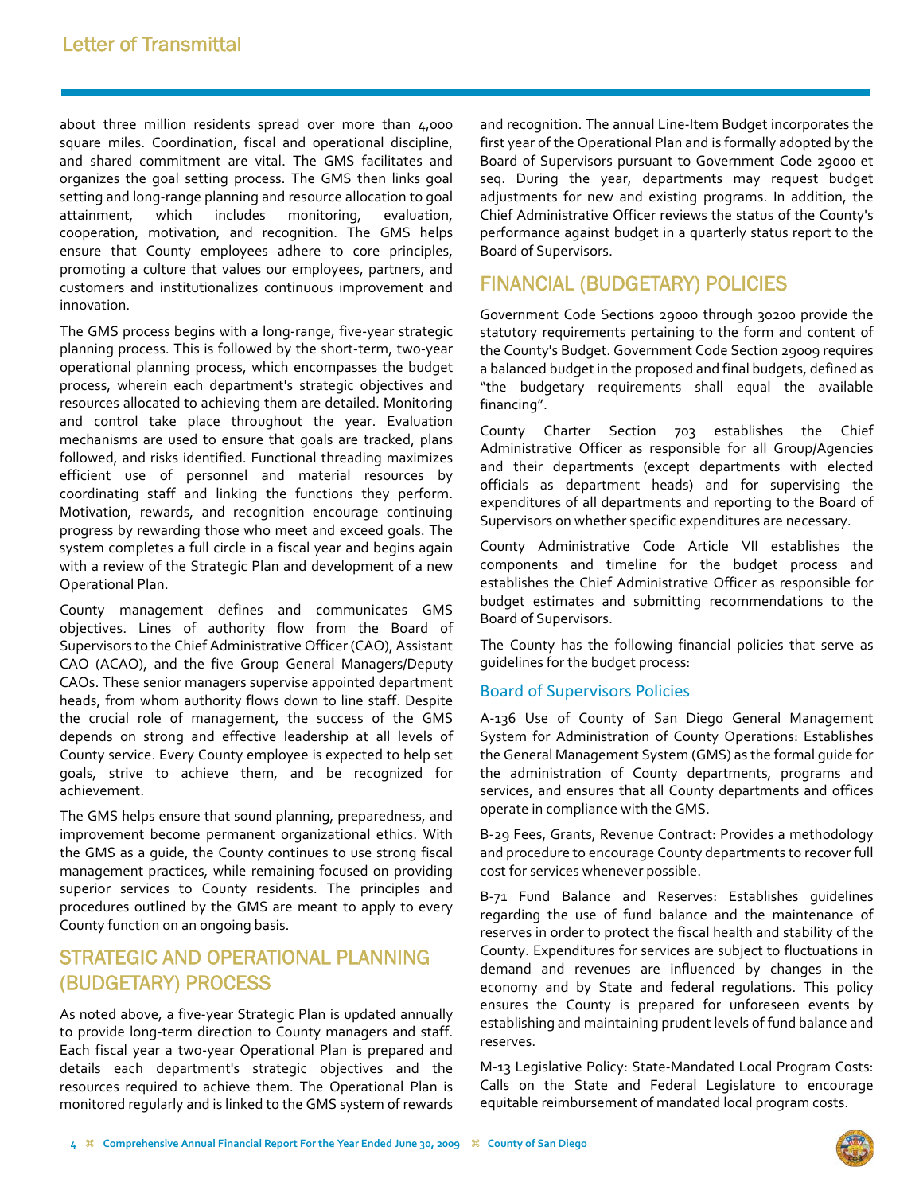about three million residents spread over more than 4,000 square miles. Coordination, fiscal and operational discipline, and shared commitment are vital. The GMS facilitates and organizes the goal setting process. The GMS then links goal setting and long-range planning and resource allocation to goal attainment, which includes monitoring, evaluation, cooperation, motivation, and recognition. The GMS helps ensure that County employees adhere to core principles, promoting a culture that values our employees, partners, and customers and institutionalizes continuous improvement and innovation.

The GMS process begins with a long-range, five-year strategic planning process. This is followed by the short-term, two-year operational planning process, which encompasses the budget process, wherein each department's strategic objectives and resources allocated to achieving them are detailed. Monitoring and control take place throughout the year. Evaluation mechanisms are used to ensure that goals are tracked, plans followed, and risks identified. Functional threading maximizes efficient use of personnel and material resources by coordinating staff and linking the functions they perform. Motivation, rewards, and recognition encourage continuing progress by rewarding those who meet and exceed goals. The system completes a full circle in a fiscal year and begins again with a review of the Strategic Plan and development of a new Operational Plan.

County management defines and communicates GMS objectives. Lines of authority flow from the Board of Supervisors to the Chief Administrative Officer (CAO), Assistant CAO (ACAO), and the five Group General Managers/Deputy CAOs. These senior managers supervise appointed department heads, from whom authority flows down to line staff. Despite the crucial role of management, the success of the GMS depends on strong and effective leadership at all levels of County service. Every County employee is expected to help set goals, strive to achieve them, and be recognized for achievement.

The GMS helps ensure that sound planning, preparedness, and improvement become permanent organizational ethics. With the GMS as a guide, the County continues to use strong fiscal management practices, while remaining focused on providing superior services to County residents. The principles and procedures outlined by the GMS are meant to apply to every County function on an ongoing basis.

## STRATEGIC AND OPERATIONAL PLANNING (BUDGETARY) PROCESS

As noted above, a five-year Strategic Plan is updated annually to provide long-term direction to County managers and staff. Each fiscal year a two-year Operational Plan is prepared and details each department's strategic objectives and the resources required to achieve them. The Operational Plan is monitored regularly and is linked to the GMS system of rewards and recognition. The annual Line-Item Budget incorporates the first year of the Operational Plan and is formally adopted by the Board of Supervisors pursuant to Government Code 29000 et seq. During the year, departments may request budget adjustments for new and existing programs. In addition, the Chief Administrative Officer reviews the status of the County's performance against budget in a quarterly status report to the Board of Supervisors.

## FINANCIAL (BUDGETARY) POLICIES

Government Code Sections 29000 through 30200 provide the statutory requirements pertaining to the form and content of the County's Budget. Government Code Section 29009 requires a balanced budget in the proposed and final budgets, defined as "the budgetary requirements shall equal the available financing".

County Charter Section 703 establishes the Chief Administrative Officer as responsible for all Group/Agencies and their departments (except departments with elected officials as department heads) and for supervising the expenditures of all departments and reporting to the Board of Supervisors on whether specific expenditures are necessary.

County Administrative Code Article VII establishes the components and timeline for the budget process and establishes the Chief Administrative Officer as responsible for budget estimates and submitting recommendations to the Board of Supervisors.

The County has the following financial policies that serve as guidelines for the budget process:

### Board of Supervisors Policies

A-136 Use of County of San Diego General Management System for Administration of County Operations: Establishes the General Management System (GMS) as the formal guide for the administration of County departments, programs and services, and ensures that all County departments and offices operate in compliance with the GMS.

B-29 Fees, Grants, Revenue Contract: Provides a methodology and procedure to encourage County departments to recover full cost for services whenever possible.

B-71 Fund Balance and Reserves: Establishes guidelines regarding the use of fund balance and the maintenance of reserves in order to protect the fiscal health and stability of the County. Expenditures for services are subject to fluctuations in demand and revenues are influenced by changes in the economy and by State and federal regulations. This policy ensures the County is prepared for unforeseen events by establishing and maintaining prudent levels of fund balance and reserves.

M-13 Legislative Policy: State-Mandated Local Program Costs: Calls on the State and Federal Legislature to encourage equitable reimbursement of mandated local program costs.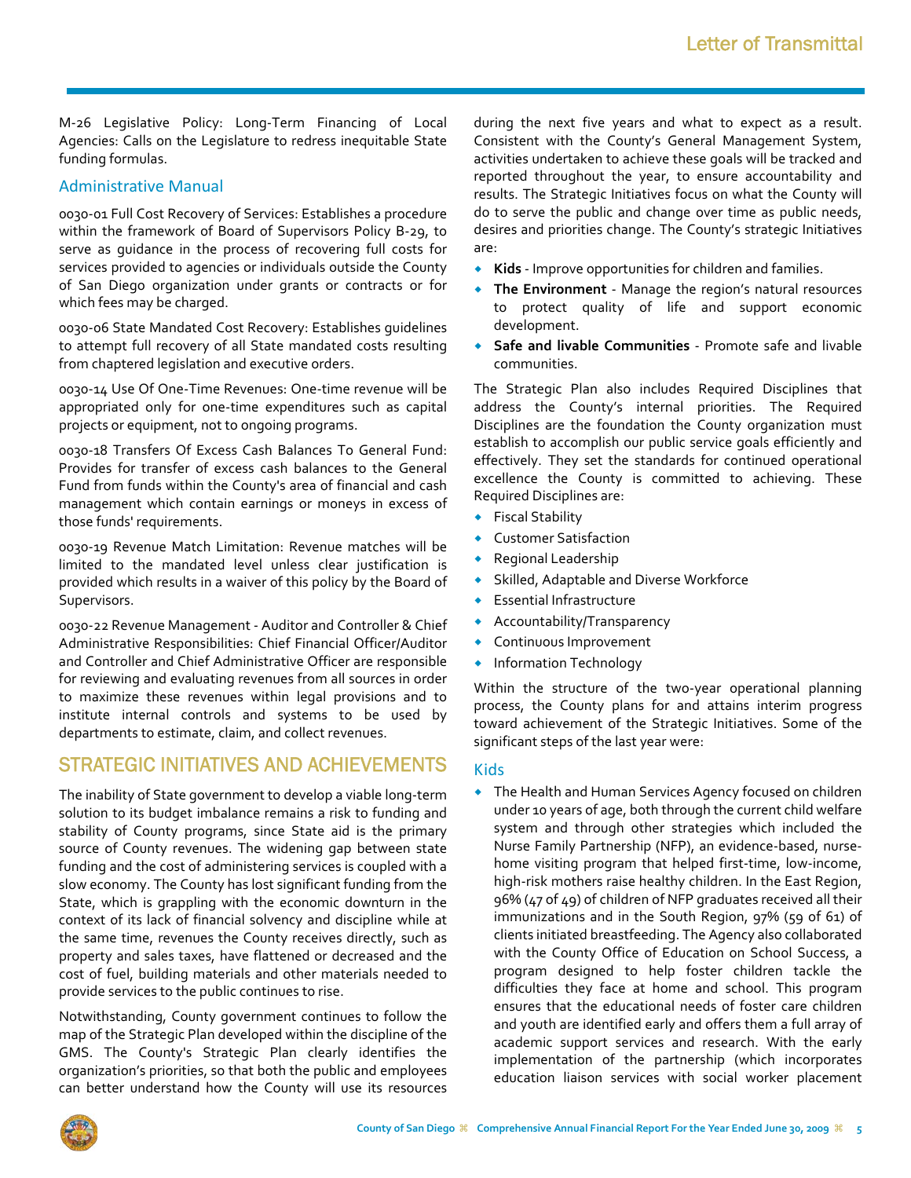M-26 Legislative Policy: Long-Term Financing of Local Agencies: Calls on the Legislature to redress inequitable State funding formulas.

### Administrative Manual

0030-01 Full Cost Recovery of Services: Establishes a procedure within the framework of Board of Supervisors Policy B-29, to serve as guidance in the process of recovering full costs for services provided to agencies or individuals outside the County of San Diego organization under grants or contracts or for which fees may be charged.

0030-06 State Mandated Cost Recovery: Establishes guidelines to attempt full recovery of all State mandated costs resulting from chaptered legislation and executive orders.

0030-14 Use Of One-Time Revenues: One-time revenue will be appropriated only for one-time expenditures such as capital projects or equipment, not to ongoing programs.

0030-18 Transfers Of Excess Cash Balances To General Fund: Provides for transfer of excess cash balances to the General Fund from funds within the County's area of financial and cash management which contain earnings or moneys in excess of those funds' requirements.

0030-19 Revenue Match Limitation: Revenue matches will be limited to the mandated level unless clear justification is provided which results in a waiver of this policy by the Board of Supervisors.

0030-22 Revenue Management - Auditor and Controller & Chief Administrative Responsibilities: Chief Financial Officer/Auditor and Controller and Chief Administrative Officer are responsible for reviewing and evaluating revenues from all sources in order to maximize these revenues within legal provisions and to institute internal controls and systems to be used by departments to estimate, claim, and collect revenues.

## STRATEGIC INITIATIVES AND ACHIEVEMENTS

The inability of State government to develop a viable long-term solution to its budget imbalance remains a risk to funding and stability of County programs, since State aid is the primary source of County revenues. The widening gap between state funding and the cost of administering services is coupled with a slow economy. The County has lost significant funding from the State, which is grappling with the economic downturn in the context of its lack of financial solvency and discipline while at the same time, revenues the County receives directly, such as property and sales taxes, have flattened or decreased and the cost of fuel, building materials and other materials needed to provide services to the public continues to rise.

Notwithstanding, County government continues to follow the map of the Strategic Plan developed within the discipline of the GMS. The County's Strategic Plan clearly identifies the organization's priorities, so that both the public and employees can better understand how the County will use its resources during the next five years and what to expect as a result. Consistent with the County's General Management System, activities undertaken to achieve these goals will be tracked and reported throughout the year, to ensure accountability and results. The Strategic Initiatives focus on what the County will do to serve the public and change over time as public needs, desires and priorities change. The County's strategic Initiatives are:

- **Kids** - Improve opportunities for children and families.
- **The Environment** - Manage the region's natural resources to protect quality of life and support economic development.
- **Safe and livable Communities** - Promote safe and livable communities.

The Strategic Plan also includes Required Disciplines that address the County's internal priorities. The Required Disciplines are the foundation the County organization must establish to accomplish our public service goals efficiently and effectively. They set the standards for continued operational excellence the County is committed to achieving. These Required Disciplines are:

- Fiscal Stability
- Customer Satisfaction
- Regional Leadership
- Skilled, Adaptable and Diverse Workforce
- Essential Infrastructure
- Accountability/Transparency
- Continuous Improvement
- Information Technology

Within the structure of the two-year operational planning process, the County plans for and attains interim progress toward achievement of the Strategic Initiatives. Some of the significant steps of the last year were:

### Kids

- The Health and Human Services Agency focused on children under 10 years of age, both through the current child welfare system and through other strategies which included the Nurse Family Partnership (NFP), an evidence-based, nurse-home visiting program that helped first-time, low-income, high-risk mothers raise healthy children. In the East Region, 96% (47 of 49) of children of NFP graduates received all their immunizations and in the South Region, 97% (59 of 61) of clients initiated breastfeeding. The Agency also collaborated with the County Office of Education on School Success, a program designed to help foster children tackle the difficulties they face at home and school. This program ensures that the educational needs of foster care children and youth are identified early and offers them a full array of academic support services and research. With the early implementation of the partnership (which incorporates education liaison services with social worker placement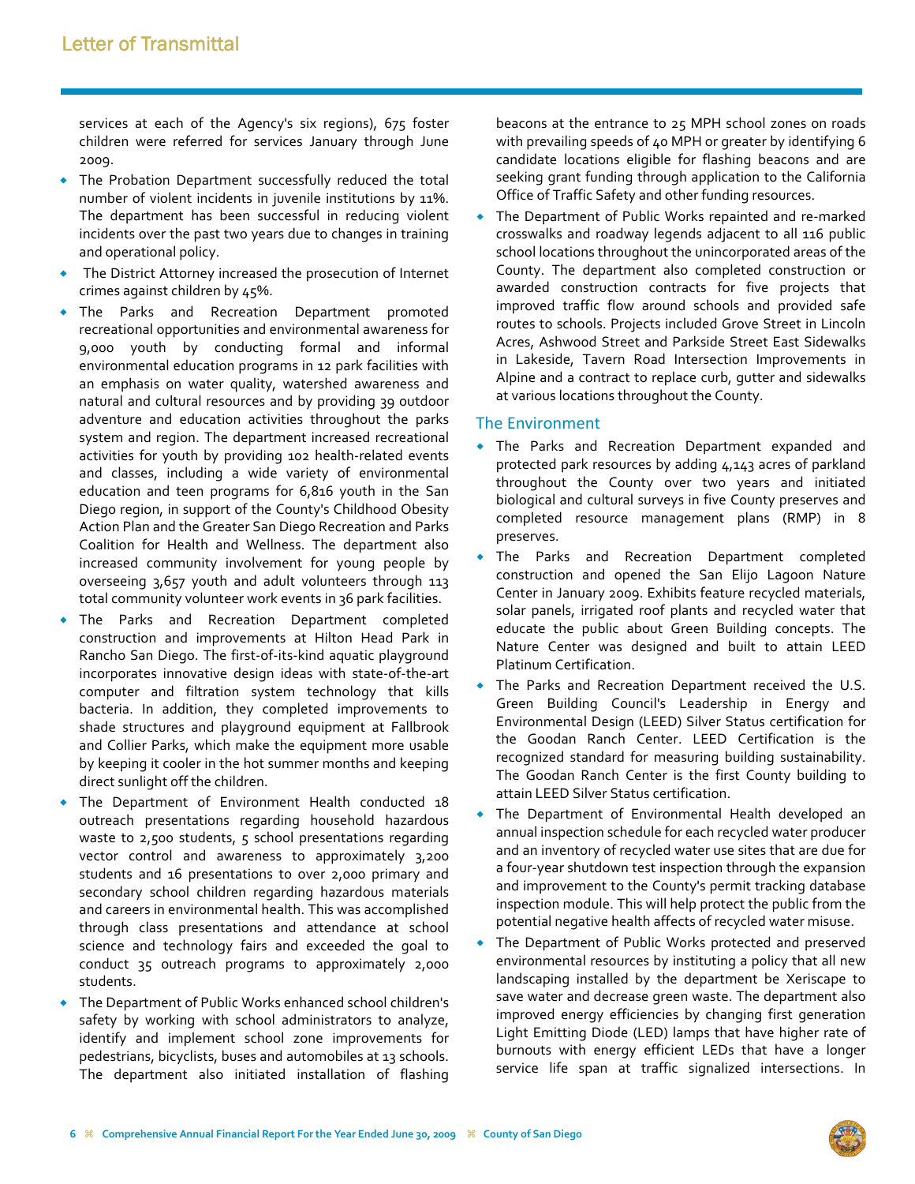services at each of the Agency's six regions), 675 foster children were referred for services January through June 2009.

- The Probation Department successfully reduced the total number of violent incidents in juvenile institutions by 11%. The department has been successful in reducing violent incidents over the past two years due to changes in training and operational policy.
- The District Attorney increased the prosecution of Internet crimes against children by 45%.
- The Parks and Recreation Department promoted recreational opportunities and environmental awareness for 9,000 youth by conducting formal and informal environmental education programs in 12 park facilities with an emphasis on water quality, watershed awareness and natural and cultural resources and by providing 39 outdoor adventure and education activities throughout the parks system and region. The department increased recreational activities for youth by providing 102 health-related events and classes, including a wide variety of environmental education and teen programs for 6,816 youth in the San Diego region, in support of the County's Childhood Obesity Action Plan and the Greater San Diego Recreation and Parks Coalition for Health and Wellness. The department also increased community involvement for young people by overseeing 3,657 youth and adult volunteers through 113 total community volunteer work events in 36 park facilities.
- The Parks and Recreation Department completed construction and improvements at Hilton Head Park in Rancho San Diego. The first-of-its-kind aquatic playground incorporates innovative design ideas with state-of-the-art computer and filtration system technology that kills bacteria. In addition, they completed improvements to shade structures and playground equipment at Fallbrook and Collier Parks, which make the equipment more usable by keeping it cooler in the hot summer months and keeping direct sunlight off the children.
- The Department of Environment Health conducted 18 outreach presentations regarding household hazardous waste to 2,500 students, 5 school presentations regarding vector control and awareness to approximately 3,200 students and 16 presentations to over 2,000 primary and secondary school children regarding hazardous materials and careers in environmental health. This was accomplished through class presentations and attendance at school science and technology fairs and exceeded the goal to conduct 35 outreach programs to approximately 2,000 students.
- The Department of Public Works enhanced school children's safety by working with school administrators to analyze, identify and implement school zone improvements for pedestrians, bicyclists, buses and automobiles at 13 schools. The department also initiated installation of flashing beacons at the entrance to 25 MPH school zones on roads with prevailing speeds of 40 MPH or greater by identifying 6 candidate locations eligible for flashing beacons and are seeking grant funding through application to the California Office of Traffic Safety and other funding resources.
- The Department of Public Works repainted and re-marked crosswalks and roadway legends adjacent to all 116 public school locations throughout the unincorporated areas of the County. The department also completed construction or awarded construction contracts for five projects that improved traffic flow around schools and provided safe routes to schools. Projects included Grove Street in Lincoln Acres, Ashwood Street and Parkside Street East Sidewalks in Lakeside, Tavern Road Intersection Improvements in Alpine and a contract to replace curb, gutter and sidewalks at various locations throughout the County.

### The Environment

- The Parks and Recreation Department expanded and protected park resources by adding 4,143 acres of parkland throughout the County over two years and initiated biological and cultural surveys in five County preserves and completed resource management plans (RMP) in 8 preserves.
- The Parks and Recreation Department completed construction and opened the San Elijo Lagoon Nature Center in January 2009. Exhibits feature recycled materials, solar panels, irrigated roof plants and recycled water that educate the public about Green Building concepts. The Nature Center was designed and built to attain LEED Platinum Certification.
- The Parks and Recreation Department received the U.S. Green Building Council's Leadership in Energy and Environmental Design (LEED) Silver Status certification for the Goodan Ranch Center. LEED Certification is the recognized standard for measuring building sustainability. The Goodan Ranch Center is the first County building to attain LEED Silver Status certification.
- The Department of Environmental Health developed an annual inspection schedule for each recycled water producer and an inventory of recycled water use sites that are due for a four-year shutdown test inspection through the expansion and improvement to the County's permit tracking database inspection module. This will help protect the public from the potential negative health affects of recycled water misuse.
- The Department of Public Works protected and preserved environmental resources by instituting a policy that all new landscaping installed by the department be Xeriscape to save water and decrease green waste. The department also improved energy efficiencies by changing first generation Light Emitting Diode (LED) lamps that have higher rate of burnouts with energy efficient LEDs that have a longer service life span at traffic signalized intersections. In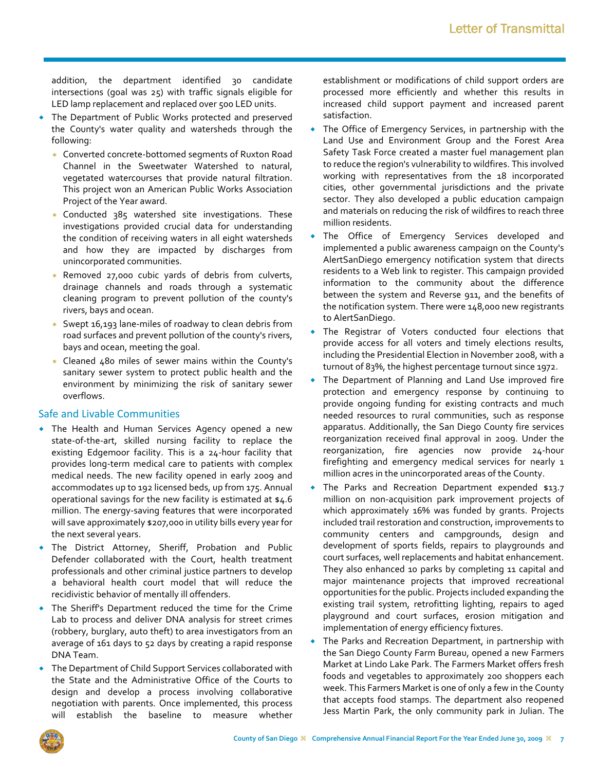addition, the department identified 30 candidate intersections (goal was 25) with traffic signals eligible for LED lamp replacement and replaced over 500 LED units.

- The Department of Public Works protected and preserved the County's water quality and watersheds through the following:
  - Converted concrete-bottomed segments of Ruxton Road Channel in the Sweetwater Watershed to natural, vegetated watercourses that provide natural filtration. This project won an American Public Works Association Project of the Year award.
  - Conducted 385 watershed site investigations. These investigations provided crucial data for understanding the condition of receiving waters in all eight watersheds and how they are impacted by discharges from unincorporated communities.
  - Removed 27,000 cubic yards of debris from culverts, drainage channels and roads through a systematic cleaning program to prevent pollution of the county's rivers, bays and ocean.
  - Swept 16,193 lane-miles of roadway to clean debris from road surfaces and prevent pollution of the county's rivers, bays and ocean, meeting the goal.
  - Cleaned 480 miles of sewer mains within the County's sanitary sewer system to protect public health and the environment by minimizing the risk of sanitary sewer overflows.

## Safe and Livable Communities

- The Health and Human Services Agency opened a new state-of-the-art, skilled nursing facility to replace the existing Edgemoor facility. This is a 24-hour facility that provides long-term medical care to patients with complex medical needs. The new facility opened in early 2009 and accommodates up to 192 licensed beds, up from 175. Annual operational savings for the new facility is estimated at $4.6 million. The energy-saving features that were incorporated will save approximately $207,000 in utility bills every year for the next several years.
- The District Attorney, Sheriff, Probation and Public Defender collaborated with the Court, health treatment professionals and other criminal justice partners to develop a behavioral health court model that will reduce the recidivistic behavior of mentally ill offenders.
- The Sheriff's Department reduced the time for the Crime Lab to process and deliver DNA analysis for street crimes (robbery, burglary, auto theft) to area investigators from an average of 161 days to 52 days by creating a rapid response DNA Team.
- The Department of Child Support Services collaborated with the State and the Administrative Office of the Courts to design and develop a process involving collaborative negotiation with parents. Once implemented, this process will establish the baseline to measure whether establishment or modifications of child support orders are processed more efficiently and whether this results in increased child support payment and increased parent satisfaction.
- The Office of Emergency Services, in partnership with the Land Use and Environment Group and the Forest Area Safety Task Force created a master fuel management plan to reduce the region's vulnerability to wildfires. This involved working with representatives from the 18 incorporated cities, other governmental jurisdictions and the private sector. They also developed a public education campaign and materials on reducing the risk of wildfires to reach three million residents.
- The Office of Emergency Services developed and implemented a public awareness campaign on the County's AlertSanDiego emergency notification system that directs residents to a Web link to register. This campaign provided information to the community about the difference between the system and Reverse 911, and the benefits of the notification system. There were 148,000 new registrants to AlertSanDiego.
- The Registrar of Voters conducted four elections that provide access for all voters and timely elections results, including the Presidential Election in November 2008, with a turnout of 83%, the highest percentage turnout since 1972.
- The Department of Planning and Land Use improved fire protection and emergency response by continuing to provide ongoing funding for existing contracts and much needed resources to rural communities, such as response apparatus. Additionally, the San Diego County fire services reorganization received final approval in 2009. Under the reorganization, fire agencies now provide 24-hour firefighting and emergency medical services for nearly 1 million acres in the unincorporated areas of the County.
- The Parks and Recreation Department expended $13.7 million on non-acquisition park improvement projects of which approximately 16% was funded by grants. Projects included trail restoration and construction, improvements to community centers and campgrounds, design and development of sports fields, repairs to playgrounds and court surfaces, well replacements and habitat enhancement. They also enhanced 10 parks by completing 11 capital and major maintenance projects that improved recreational opportunities for the public. Projects included expanding the existing trail system, retrofitting lighting, repairs to aged playground and court surfaces, erosion mitigation and implementation of energy efficiency fixtures.
- The Parks and Recreation Department, in partnership with the San Diego County Farm Bureau, opened a new Farmers Market at Lindo Lake Park. The Farmers Market offers fresh foods and vegetables to approximately 200 shoppers each week. This Farmers Market is one of only a few in the County that accepts food stamps. The department also reopened Jess Martin Park, the only community park in Julian. The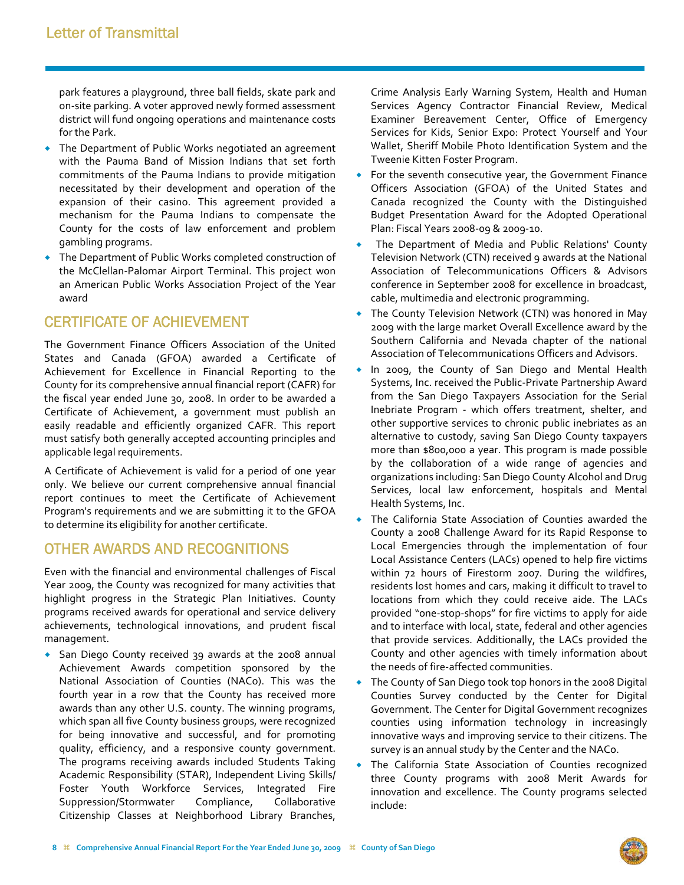park features a playground, three ball fields, skate park and on-site parking. A voter approved newly formed assessment district will fund ongoing operations and maintenance costs for the Park.

- The Department of Public Works negotiated an agreement with the Pauma Band of Mission Indians that set forth commitments of the Pauma Indians to provide mitigation necessitated by their development and operation of the expansion of their casino. This agreement provided a mechanism for the Pauma Indians to compensate the County for the costs of law enforcement and problem gambling programs.
- The Department of Public Works completed construction of the McClellan-Palomar Airport Terminal. This project won an American Public Works Association Project of the Year award

## CERTIFICATE OF ACHIEVEMENT

The Government Finance Officers Association of the United States and Canada (GFOA) awarded a Certificate of Achievement for Excellence in Financial Reporting to the County for its comprehensive annual financial report (CAFR) for the fiscal year ended June 30, 2008. In order to be awarded a Certificate of Achievement, a government must publish an easily readable and efficiently organized CAFR. This report must satisfy both generally accepted accounting principles and applicable legal requirements.

A Certificate of Achievement is valid for a period of one year only. We believe our current comprehensive annual financial report continues to meet the Certificate of Achievement Program's requirements and we are submitting it to the GFOA to determine its eligibility for another certificate.

## OTHER AWARDS AND RECOGNITIONS

Even with the financial and environmental challenges of Fiscal Year 2009, the County was recognized for many activities that highlight progress in the Strategic Plan Initiatives. County programs received awards for operational and service delivery achievements, technological innovations, and prudent fiscal management.

- San Diego County received 39 awards at the 2008 annual Achievement Awards competition sponsored by the National Association of Counties (NACo). This was the fourth year in a row that the County has received more awards than any other U.S. county. The winning programs, which span all five County business groups, were recognized for being innovative and successful, and for promoting quality, efficiency, and a responsive county government. The programs receiving awards included Students Taking Academic Responsibility (STAR), Independent Living Skills/ Foster Youth Workforce Services, Integrated Fire Suppression/Stormwater Compliance, Collaborative Citizenship Classes at Neighborhood Library Branches, Crime Analysis Early Warning System, Health and Human Services Agency Contractor Financial Review, Medical Examiner Bereavement Center, Office of Emergency Services for Kids, Senior Expo: Protect Yourself and Your Wallet, Sheriff Mobile Photo Identification System and the Tweenie Kitten Foster Program.
- For the seventh consecutive year, the Government Finance Officers Association (GFOA) of the United States and Canada recognized the County with the Distinguished Budget Presentation Award for the Adopted Operational Plan: Fiscal Years 2008-09 & 2009-10.
- The Department of Media and Public Relations' County Television Network (CTN) received 9 awards at the National Association of Telecommunications Officers & Advisors conference in September 2008 for excellence in broadcast, cable, multimedia and electronic programming.
- The County Television Network (CTN) was honored in May 2009 with the large market Overall Excellence award by the Southern California and Nevada chapter of the national Association of Telecommunications Officers and Advisors.
- In 2009, the County of San Diego and Mental Health Systems, Inc. received the Public-Private Partnership Award from the San Diego Taxpayers Association for the Serial Inebriate Program - which offers treatment, shelter, and other supportive services to chronic public inebriates as an alternative to custody, saving San Diego County taxpayers more than $800,000 a year. This program is made possible by the collaboration of a wide range of agencies and organizations including: San Diego County Alcohol and Drug Services, local law enforcement, hospitals and Mental Health Systems, Inc.
- The California State Association of Counties awarded the County a 2008 Challenge Award for its Rapid Response to Local Emergencies through the implementation of four Local Assistance Centers (LACs) opened to help fire victims within 72 hours of Firestorm 2007. During the wildfires, residents lost homes and cars, making it difficult to travel to locations from which they could receive aide. The LACs provided "one-stop-shops" for fire victims to apply for aide and to interface with local, state, federal and other agencies that provide services. Additionally, the LACs provided the County and other agencies with timely information about the needs of fire-affected communities.
- The County of San Diego took top honors in the 2008 Digital Counties Survey conducted by the Center for Digital Government. The Center for Digital Government recognizes counties using information technology in increasingly innovative ways and improving service to their citizens. The survey is an annual study by the Center and the NACo.
- The California State Association of Counties recognized three County programs with 2008 Merit Awards for innovation and excellence. The County programs selected include: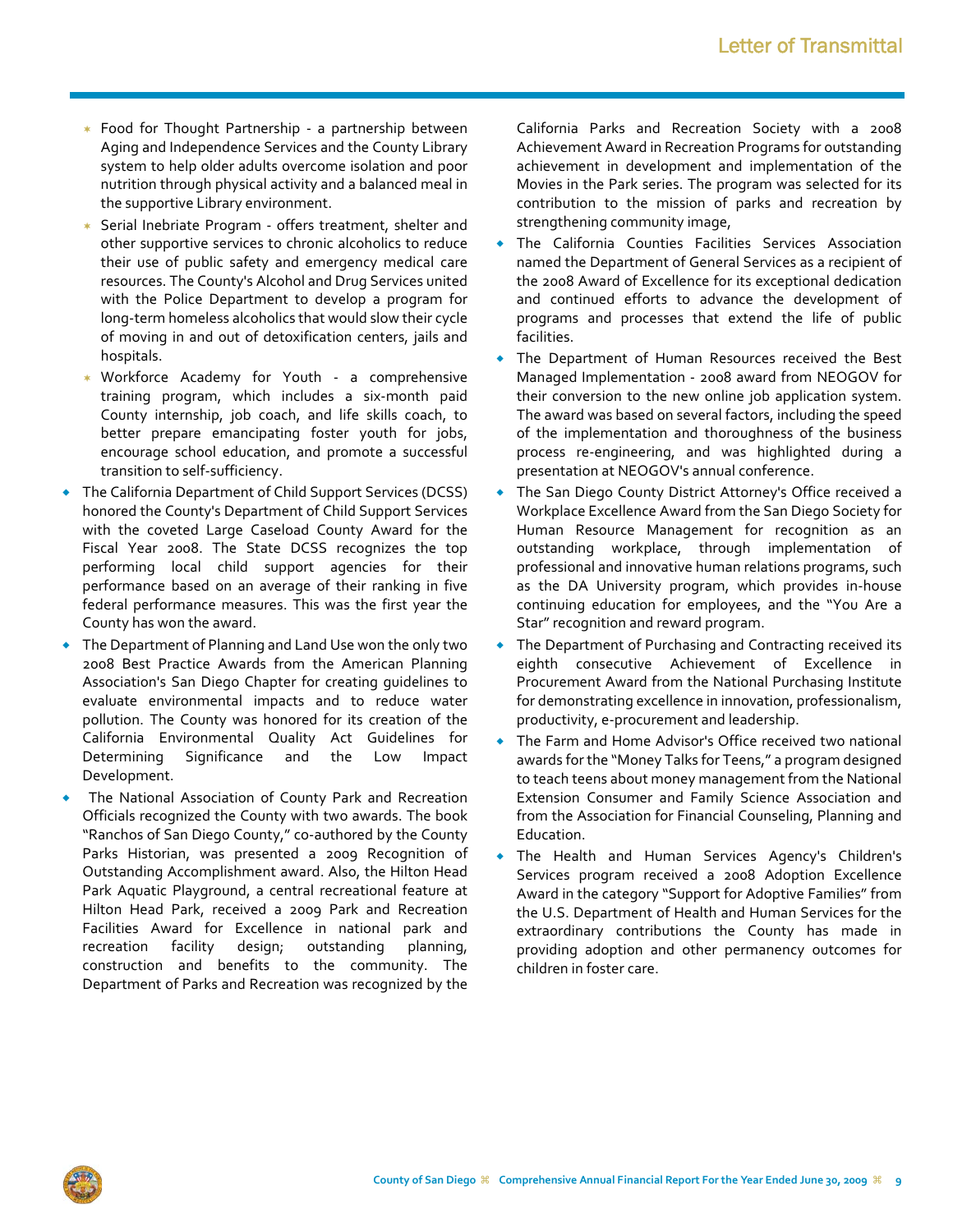- Food for Thought Partnership - a partnership between Aging and Independence Services and the County Library system to help older adults overcome isolation and poor nutrition through physical activity and a balanced meal in the supportive Library environment.
- Serial Inebriate Program - offers treatment, shelter and other supportive services to chronic alcoholics to reduce their use of public safety and emergency medical care resources. The County's Alcohol and Drug Services united with the Police Department to develop a program for long-term homeless alcoholics that would slow their cycle of moving in and out of detoxification centers, jails and hospitals.
- Workforce Academy for Youth - a comprehensive training program, which includes a six-month paid County internship, job coach, and life skills coach, to better prepare emancipating foster youth for jobs, encourage school education, and promote a successful transition to self-sufficiency.

- The California Department of Child Support Services (DCSS) honored the County's Department of Child Support Services with the coveted Large Caseload County Award for the Fiscal Year 2008. The State DCSS recognizes the top performing local child support agencies for their performance based on an average of their ranking in five federal performance measures. This was the first year the County has won the award.
- The Department of Planning and Land Use won the only two 2008 Best Practice Awards from the American Planning Association's San Diego Chapter for creating guidelines to evaluate environmental impacts and to reduce water pollution. The County was honored for its creation of the California Environmental Quality Act Guidelines for Determining Significance and the Low Impact Development.
- The National Association of County Park and Recreation Officials recognized the County with two awards. The book "Ranchos of San Diego County," co-authored by the County Parks Historian, was presented a 2009 Recognition of Outstanding Accomplishment award. Also, the Hilton Head Park Aquatic Playground, a central recreational feature at Hilton Head Park, received a 2009 Park and Recreation Facilities Award for Excellence in national park and recreation facility design; outstanding planning, construction and benefits to the community. The Department of Parks and Recreation was recognized by the California Parks and Recreation Society with a 2008 Achievement Award in Recreation Programs for outstanding achievement in development and implementation of the Movies in the Park series. The program was selected for its contribution to the mission of parks and recreation by strengthening community image,
- The California Counties Facilities Services Association named the Department of General Services as a recipient of the 2008 Award of Excellence for its exceptional dedication and continued efforts to advance the development of programs and processes that extend the life of public facilities.
- The Department of Human Resources received the Best Managed Implementation - 2008 award from NEOGOV for their conversion to the new online job application system. The award was based on several factors, including the speed of the implementation and thoroughness of the business process re-engineering, and was highlighted during a presentation at NEOGOV's annual conference.
- The San Diego County District Attorney's Office received a Workplace Excellence Award from the San Diego Society for Human Resource Management for recognition as an outstanding workplace, through implementation of professional and innovative human relations programs, such as the DA University program, which provides in-house continuing education for employees, and the "You Are a Star" recognition and reward program.
- The Department of Purchasing and Contracting received its eighth consecutive Achievement of Excellence in Procurement Award from the National Purchasing Institute for demonstrating excellence in innovation, professionalism, productivity, e-procurement and leadership.
- The Farm and Home Advisor's Office received two national awards for the "Money Talks for Teens," a program designed to teach teens about money management from the National Extension Consumer and Family Science Association and from the Association for Financial Counseling, Planning and Education.
- The Health and Human Services Agency's Children's Services program received a 2008 Adoption Excellence Award in the category "Support for Adoptive Families" from the U.S. Department of Health and Human Services for the extraordinary contributions the County has made in providing adoption and other permanency outcomes for children in foster care.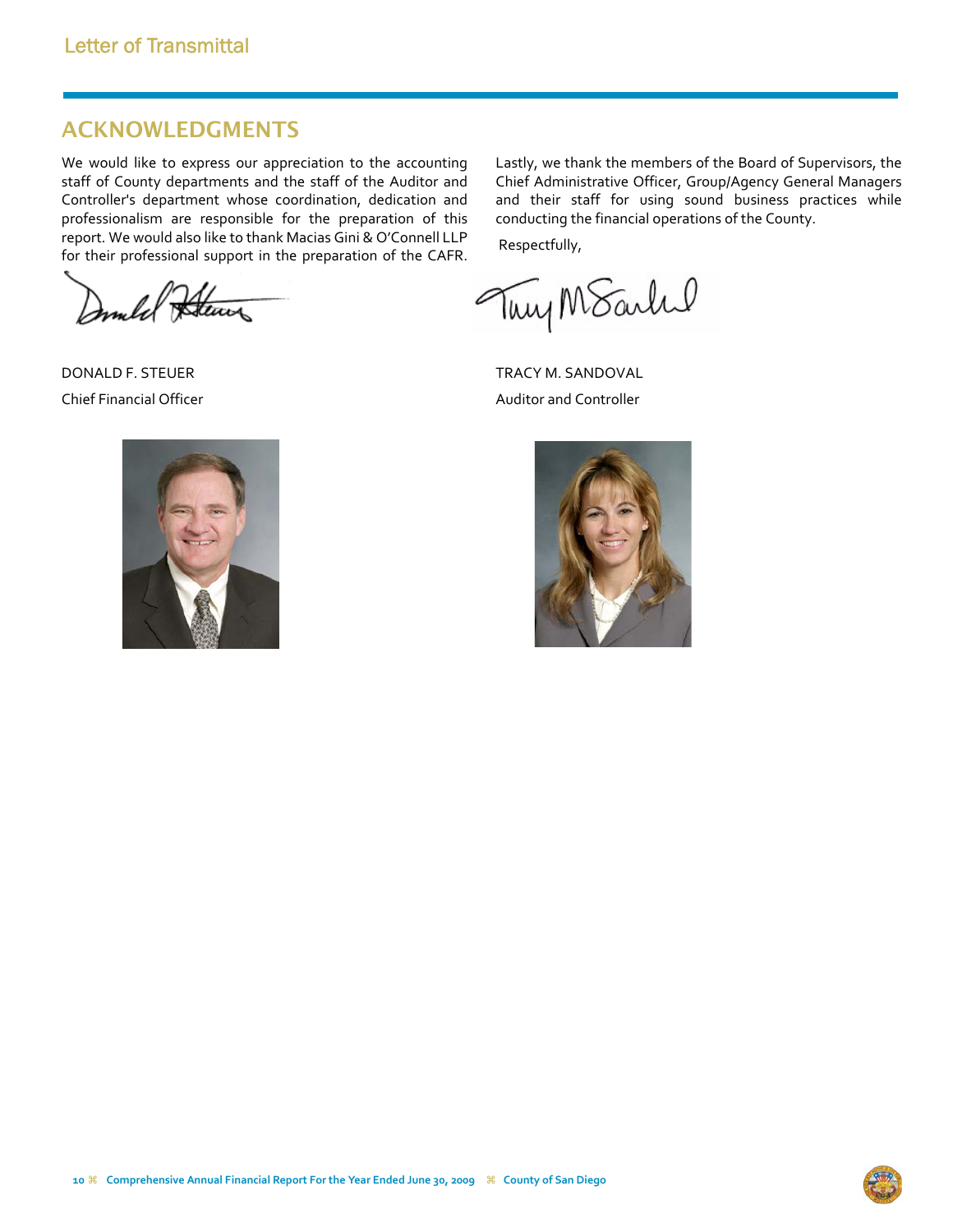## ACKNOWLEDGMENTS

We would like to express our appreciation to the accounting staff of County departments and the staff of the Auditor and Controller's department whose coordination, dedication and professionalism are responsible for the preparation of this report. We would also like to thank Macias Gini & O'Connell LLP for their professional support in the preparation of the CAFR.

Lastly, we thank the members of the Board of Supervisors, the Chief Administrative Officer, Group/Agency General Managers and their staff for using sound business practices while conducting the financial operations of the County.

Respectfully,

DONALD F. STEUER
Chief Financial Officer

TRACY M. SANDOVAL
Auditor and Controller